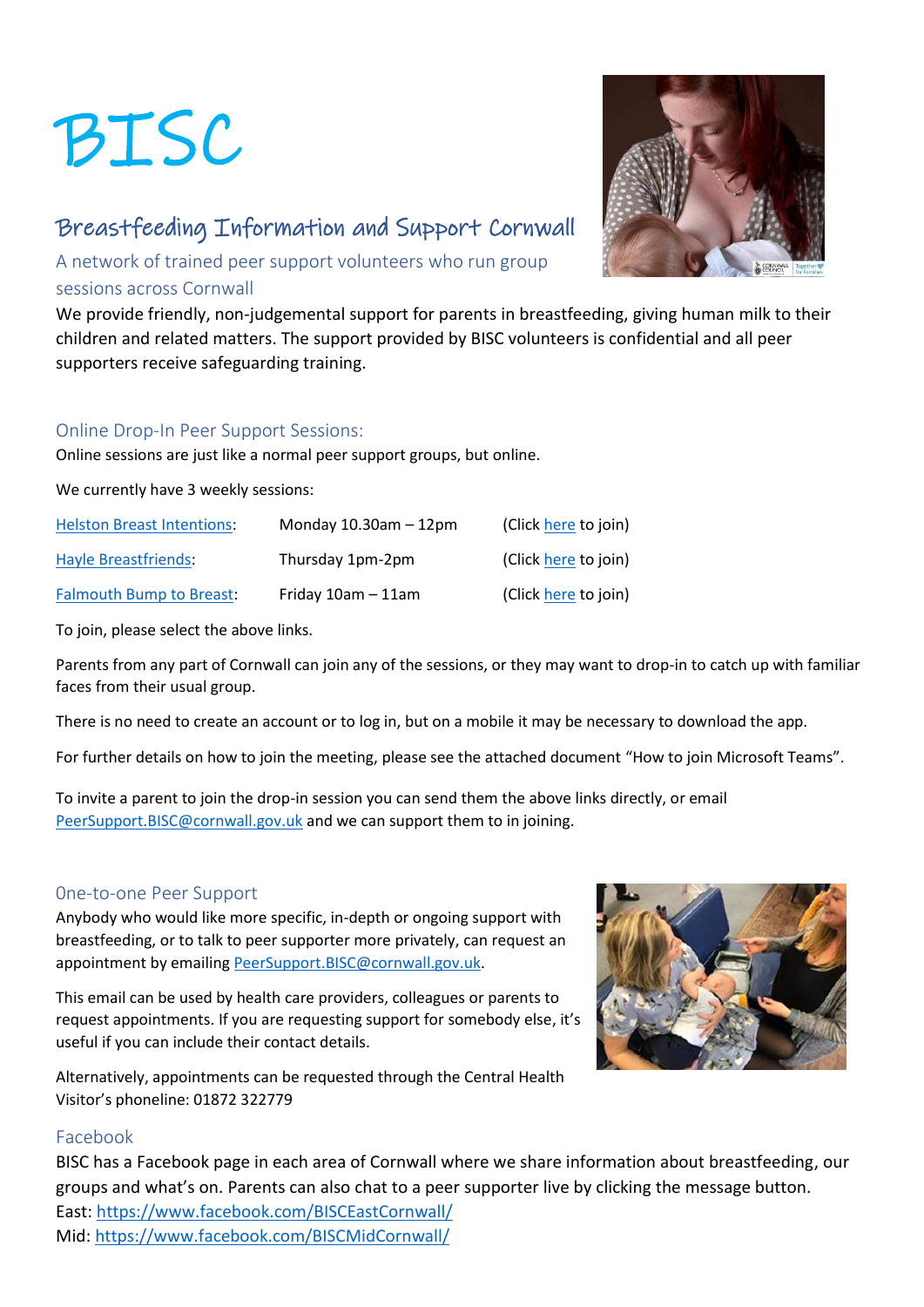# BISC

## Breastfeeding Information and Support Cornwall

A network of trained peer support volunteers who run group sessions across Cornwall

We provide friendly, non-judgemental support for parents in breastfeeding, giving human milk to their children and related matters. The support provided by BISC volunteers is confidential and all peer supporters receive safeguarding training.

### Online Drop-In Peer Support Sessions:

Online sessions are just like a normal peer support groups, but online.

We currently have 3 weekly sessions:

| | | |
|---|---|---|
| Helston Breast Intentions: | Monday 10.30am – 12pm | (Click here to join) |
| Hayle Breastfriends: | Thursday 1pm-2pm | (Click here to join) |
| Falmouth Bump to Breast: | Friday 10am – 11am | (Click here to join) |

To join, please select the above links.

Parents from any part of Cornwall can join any of the sessions, or they may want to drop-in to catch up with familiar faces from their usual group.

There is no need to create an account or to log in, but on a mobile it may be necessary to download the app.

For further details on how to join the meeting, please see the attached document "How to join Microsoft Teams".

To invite a parent to join the drop-in session you can send them the above links directly, or email PeerSupport.BISC@cornwall.gov.uk and we can support them to in joining.

### One-to-one Peer Support

Anybody who would like more specific, in-depth or ongoing support with breastfeeding, or to talk to peer supporter more privately, can request an appointment by emailing PeerSupport.BISC@cornwall.gov.uk.

This email can be used by health care providers, colleagues or parents to request appointments. If you are requesting support for somebody else, it's useful if you can include their contact details.

Alternatively, appointments can be requested through the Central Health Visitor's phoneline: 01872 322779

### Facebook

BISC has a Facebook page in each area of Cornwall where we share information about breastfeeding, our groups and what's on. Parents can also chat to a peer supporter live by clicking the message button.

East: https://www.facebook.com/BISCEastCornwall/
Mid: https://www.facebook.com/BISCMidCornwall/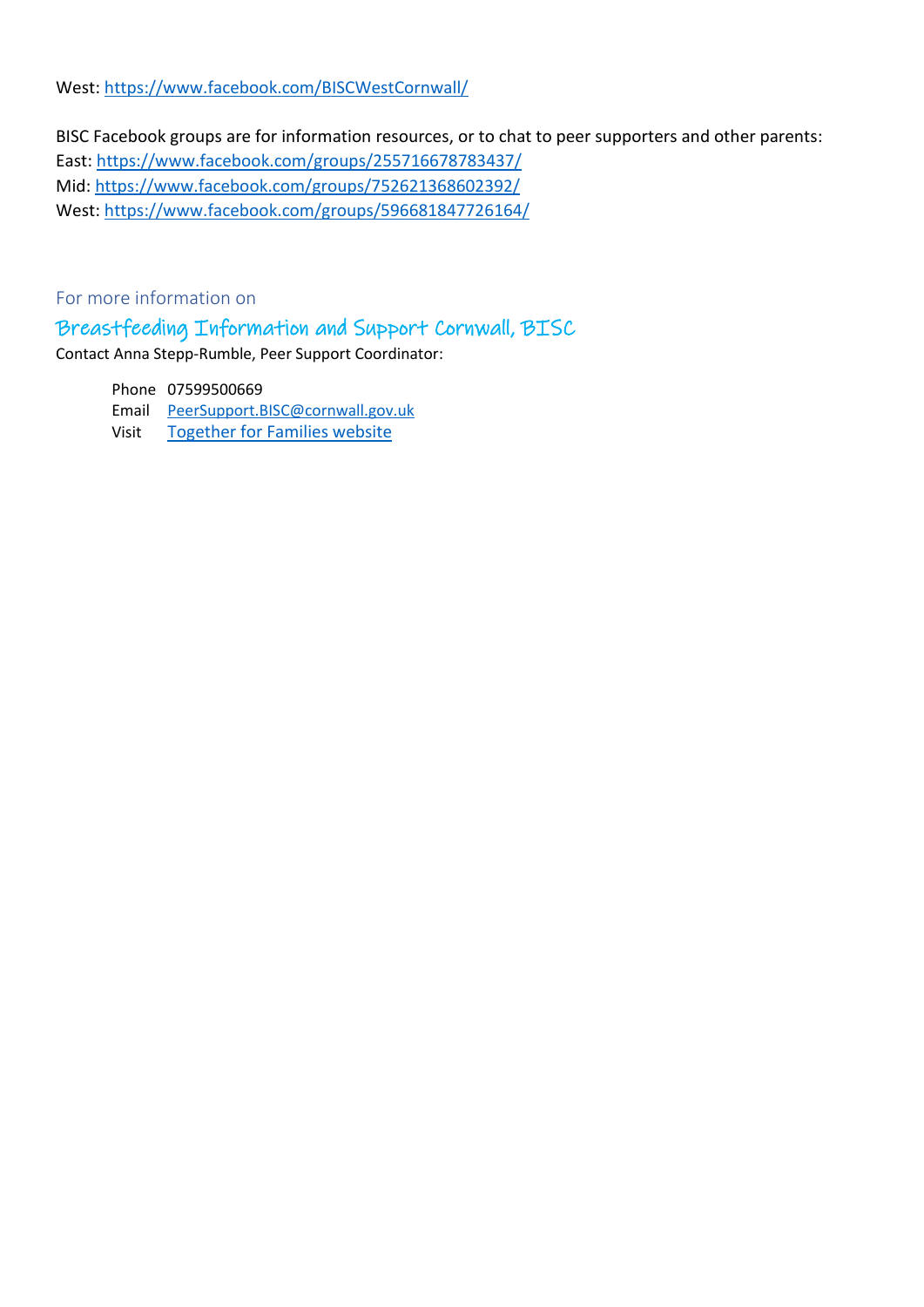West: https://www.facebook.com/BISCWestCornwall/

BISC Facebook groups are for information resources, or to chat to peer supporters and other parents:
East: https://www.facebook.com/groups/255716678783437/
Mid: https://www.facebook.com/groups/752621368602392/
West: https://www.facebook.com/groups/596681847726164/

For more information on

## Breastfeeding Information and Support Cornwall, BISC

Contact Anna Stepp-Rumble, Peer Support Coordinator:

Phone 07599500669
Email PeerSupport.BISC@cornwall.gov.uk
Visit Together for Families website